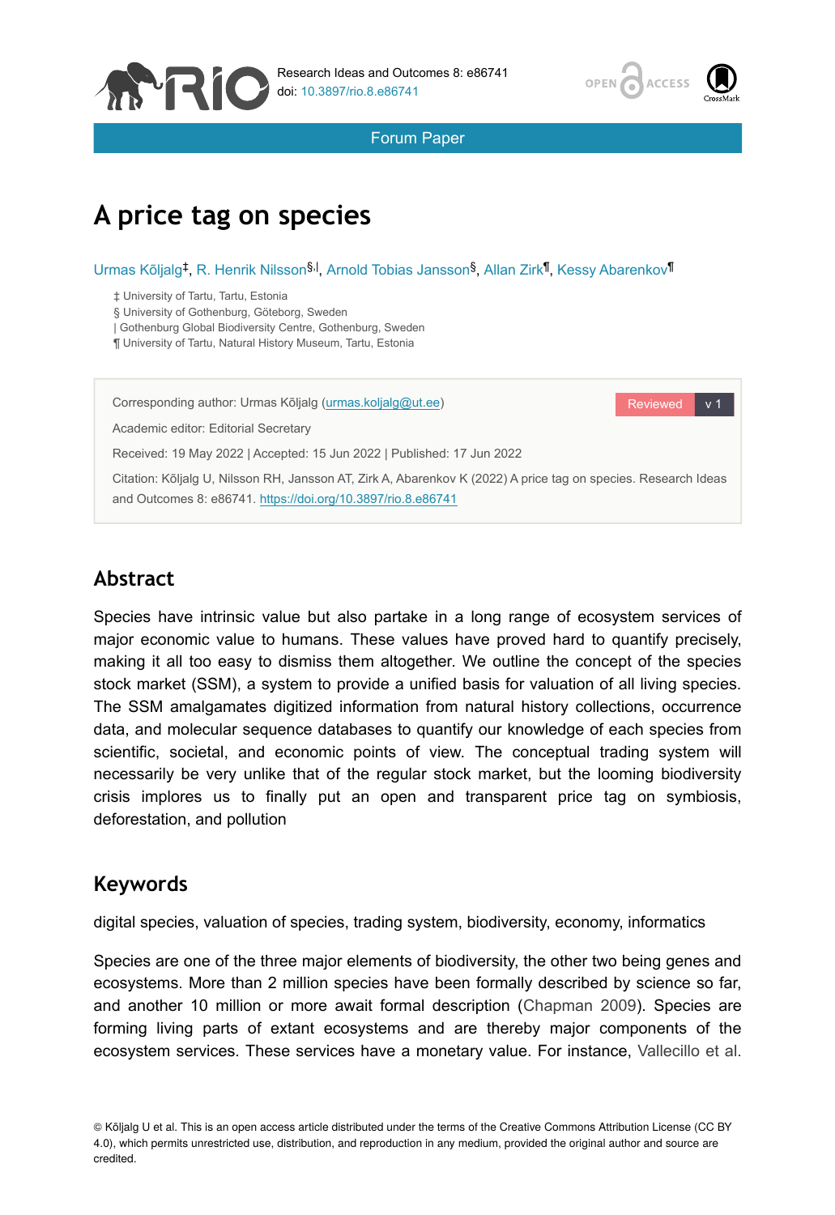Forum Paper

# A price tag on species

Urmas Kõljalg[‡], R. Henrik Nilsson[§,|], Arnold Tobias Jansson[§], Allan Zirk[¶], Kessy Abarenkov[¶]

‡ University of Tartu, Tartu, Estonia
§ University of Gothenburg, Göteborg, Sweden
| Gothenburg Global Biodiversity Centre, Gothenburg, Sweden
¶ University of Tartu, Natural History Museum, Tartu, Estonia

Corresponding author: Urmas Kõljalg (urmas.koljalg@ut.ee)

Academic editor: Editorial Secretary

Received: 19 May 2022 | Accepted: 15 Jun 2022 | Published: 17 Jun 2022

Citation: Kõljalg U, Nilsson RH, Jansson AT, Zirk A, Abarenkov K (2022) A price tag on species. Research Ideas and Outcomes 8: e86741. https://doi.org/10.3897/rio.8.e86741

## Abstract

Species have intrinsic value but also partake in a long range of ecosystem services of major economic value to humans. These values have proved hard to quantify precisely, making it all too easy to dismiss them altogether. We outline the concept of the species stock market (SSM), a system to provide a unified basis for valuation of all living species. The SSM amalgamates digitized information from natural history collections, occurrence data, and molecular sequence databases to quantify our knowledge of each species from scientific, societal, and economic points of view. The conceptual trading system will necessarily be very unlike that of the regular stock market, but the looming biodiversity crisis implores us to finally put an open and transparent price tag on symbiosis, deforestation, and pollution

## Keywords

digital species, valuation of species, trading system, biodiversity, economy, informatics

Species are one of the three major elements of biodiversity, the other two being genes and ecosystems. More than 2 million species have been formally described by science so far, and another 10 million or more await formal description (Chapman 2009). Species are forming living parts of extant ecosystems and are thereby major components of the ecosystem services. These services have a monetary value. For instance, Vallecillo et al.

© Kõljalg U et al. This is an open access article distributed under the terms of the Creative Commons Attribution License (CC BY 4.0), which permits unrestricted use, distribution, and reproduction in any medium, provided the original author and source are credited.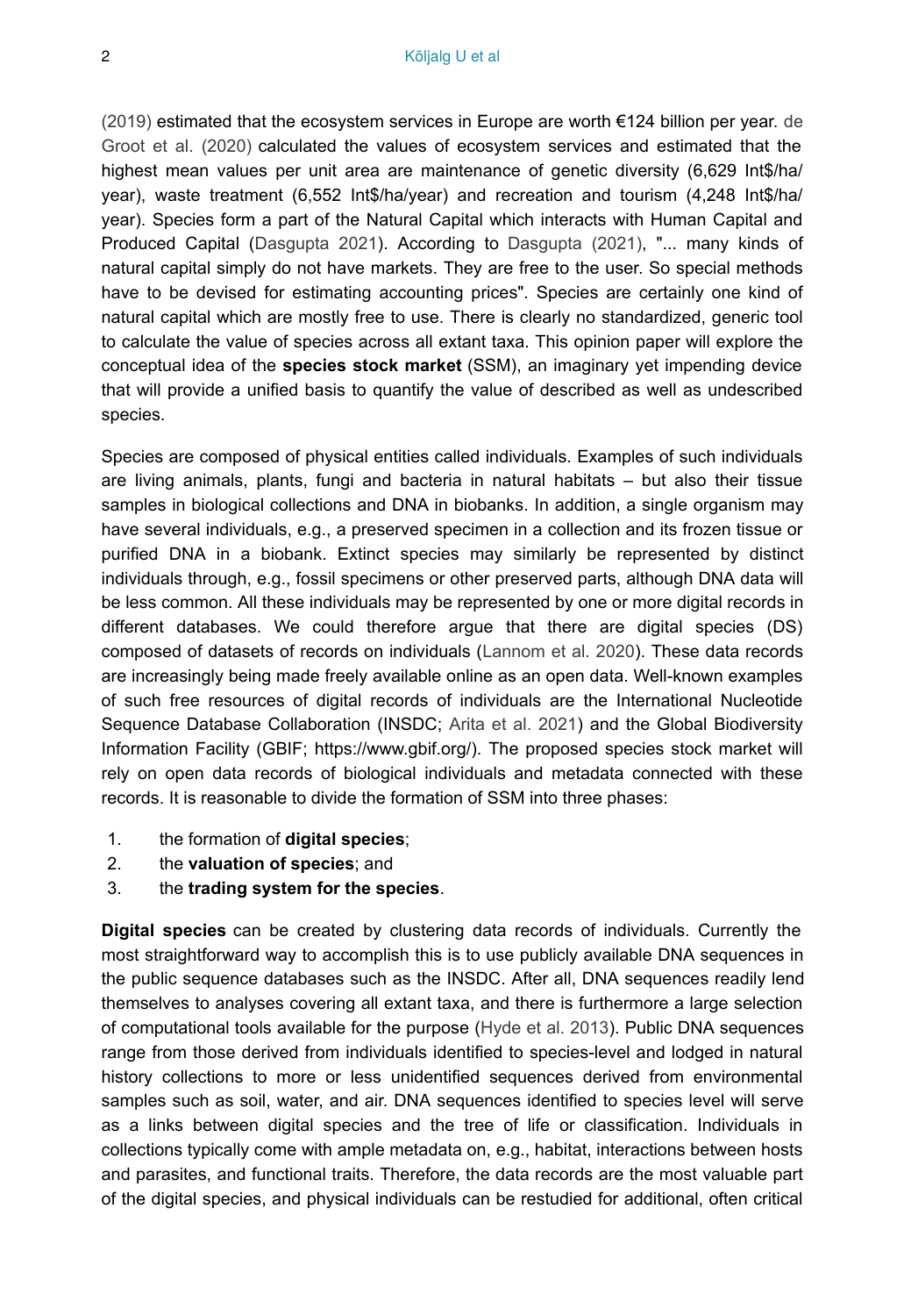(2019) estimated that the ecosystem services in Europe are worth €124 billion per year. de Groot et al. (2020) calculated the values of ecosystem services and estimated that the highest mean values per unit area are maintenance of genetic diversity (6,629 Int$/ha/year), waste treatment (6,552 Int$/ha/year) and recreation and tourism (4,248 Int$/ha/year). Species form a part of the Natural Capital which interacts with Human Capital and Produced Capital (Dasgupta 2021). According to Dasgupta (2021), "... many kinds of natural capital simply do not have markets. They are free to the user. So special methods have to be devised for estimating accounting prices". Species are certainly one kind of natural capital which are mostly free to use. There is clearly no standardized, generic tool to calculate the value of species across all extant taxa. This opinion paper will explore the conceptual idea of the **species stock market** (SSM), an imaginary yet impending device that will provide a unified basis to quantify the value of described as well as undescribed species.

Species are composed of physical entities called individuals. Examples of such individuals are living animals, plants, fungi and bacteria in natural habitats – but also their tissue samples in biological collections and DNA in biobanks. In addition, a single organism may have several individuals, e.g., a preserved specimen in a collection and its frozen tissue or purified DNA in a biobank. Extinct species may similarly be represented by distinct individuals through, e.g., fossil specimens or other preserved parts, although DNA data will be less common. All these individuals may be represented by one or more digital records in different databases. We could therefore argue that there are digital species (DS) composed of datasets of records on individuals (Lannom et al. 2020). These data records are increasingly being made freely available online as an open data. Well-known examples of such free resources of digital records of individuals are the International Nucleotide Sequence Database Collaboration (INSDC; Arita et al. 2021) and the Global Biodiversity Information Facility (GBIF; https://www.gbif.org/). The proposed species stock market will rely on open data records of biological individuals and metadata connected with these records. It is reasonable to divide the formation of SSM into three phases:

1. the formation of **digital species**;
2. the **valuation of species**; and
3. the **trading system for the species**.

**Digital species** can be created by clustering data records of individuals. Currently the most straightforward way to accomplish this is to use publicly available DNA sequences in the public sequence databases such as the INSDC. After all, DNA sequences readily lend themselves to analyses covering all extant taxa, and there is furthermore a large selection of computational tools available for the purpose (Hyde et al. 2013). Public DNA sequences range from those derived from individuals identified to species-level and lodged in natural history collections to more or less unidentified sequences derived from environmental samples such as soil, water, and air. DNA sequences identified to species level will serve as a links between digital species and the tree of life or classification. Individuals in collections typically come with ample metadata on, e.g., habitat, interactions between hosts and parasites, and functional traits. Therefore, the data records are the most valuable part of the digital species, and physical individuals can be restudied for additional, often critical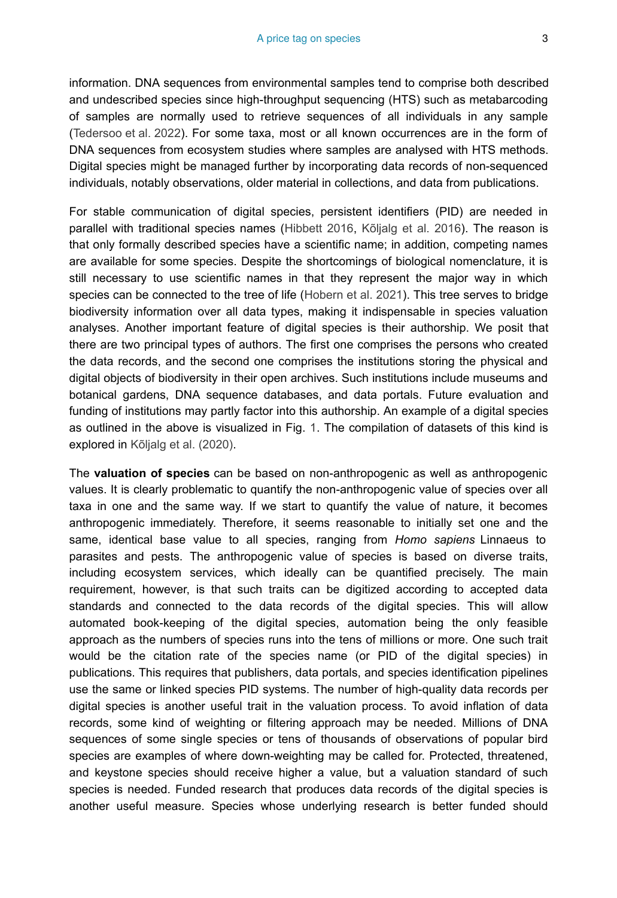information. DNA sequences from environmental samples tend to comprise both described and undescribed species since high-throughput sequencing (HTS) such as metabarcoding of samples are normally used to retrieve sequences of all individuals in any sample (Tedersoo et al. 2022). For some taxa, most or all known occurrences are in the form of DNA sequences from ecosystem studies where samples are analysed with HTS methods. Digital species might be managed further by incorporating data records of non-sequenced individuals, notably observations, older material in collections, and data from publications.

For stable communication of digital species, persistent identifiers (PID) are needed in parallel with traditional species names (Hibbett 2016, Kõljalg et al. 2016). The reason is that only formally described species have a scientific name; in addition, competing names are available for some species. Despite the shortcomings of biological nomenclature, it is still necessary to use scientific names in that they represent the major way in which species can be connected to the tree of life (Hobern et al. 2021). This tree serves to bridge biodiversity information over all data types, making it indispensable in species valuation analyses. Another important feature of digital species is their authorship. We posit that there are two principal types of authors. The first one comprises the persons who created the data records, and the second one comprises the institutions storing the physical and digital objects of biodiversity in their open archives. Such institutions include museums and botanical gardens, DNA sequence databases, and data portals. Future evaluation and funding of institutions may partly factor into this authorship. An example of a digital species as outlined in the above is visualized in Fig. 1. The compilation of datasets of this kind is explored in Kõljalg et al. (2020).

The **valuation of species** can be based on non-anthropogenic as well as anthropogenic values. It is clearly problematic to quantify the non-anthropogenic value of species over all taxa in one and the same way. If we start to quantify the value of nature, it becomes anthropogenic immediately. Therefore, it seems reasonable to initially set one and the same, identical base value to all species, ranging from *Homo sapiens* Linnaeus to parasites and pests. The anthropogenic value of species is based on diverse traits, including ecosystem services, which ideally can be quantified precisely. The main requirement, however, is that such traits can be digitized according to accepted data standards and connected to the data records of the digital species. This will allow automated book-keeping of the digital species, automation being the only feasible approach as the numbers of species runs into the tens of millions or more. One such trait would be the citation rate of the species name (or PID of the digital species) in publications. This requires that publishers, data portals, and species identification pipelines use the same or linked species PID systems. The number of high-quality data records per digital species is another useful trait in the valuation process. To avoid inflation of data records, some kind of weighting or filtering approach may be needed. Millions of DNA sequences of some single species or tens of thousands of observations of popular bird species are examples of where down-weighting may be called for. Protected, threatened, and keystone species should receive higher a value, but a valuation standard of such species is needed. Funded research that produces data records of the digital species is another useful measure. Species whose underlying research is better funded should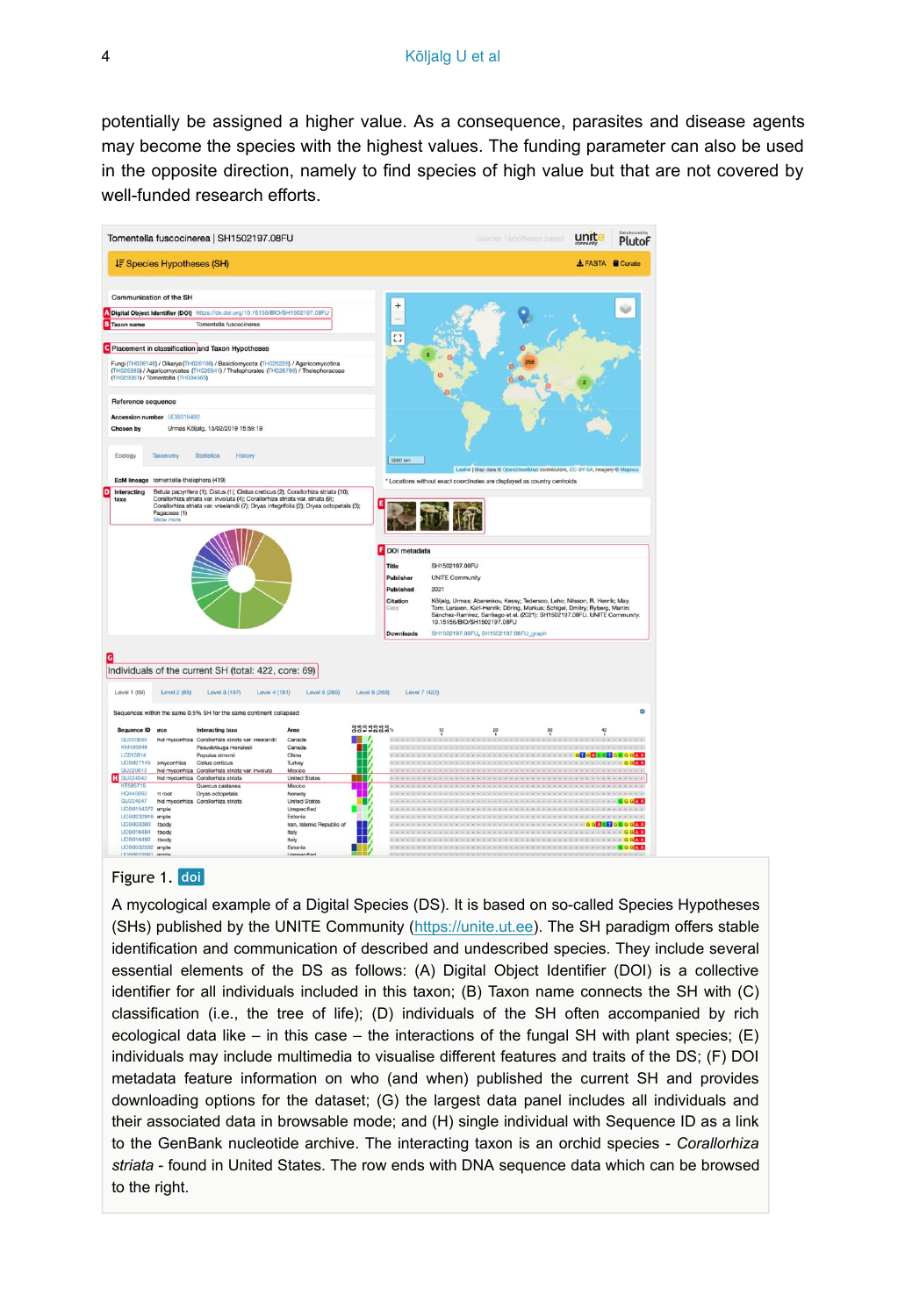potentially be assigned a higher value. As a consequence, parasites and disease agents may become the species with the highest values. The funding parameter can also be used in the opposite direction, namely to find species of high value but that are not covered by well-funded research efforts.

Figure 1. doi

A mycological example of a Digital Species (DS). It is based on so-called Species Hypotheses (SHs) published by the UNITE Community (https://unite.ut.ee). The SH paradigm offers stable identification and communication of described and undescribed species. They include several essential elements of the DS as follows: (A) Digital Object Identifier (DOI) is a collective identifier for all individuals included in this taxon; (B) Taxon name connects the SH with (C) classification (i.e., the tree of life); (D) individuals of the SH often accompanied by rich ecological data like – in this case – the interactions of the fungal SH with plant species; (E) individuals may include multimedia to visualise different features and traits of the DS; (F) DOI metadata feature information on who (and when) published the current SH and provides downloading options for the dataset; (G) the largest data panel includes all individuals and their associated data in browsable mode; and (H) single individual with Sequence ID as a link to the GenBank nucleotide archive. The interacting taxon is an orchid species - *Corallorhiza striata* - found in United States. The row ends with DNA sequence data which can be browsed to the right.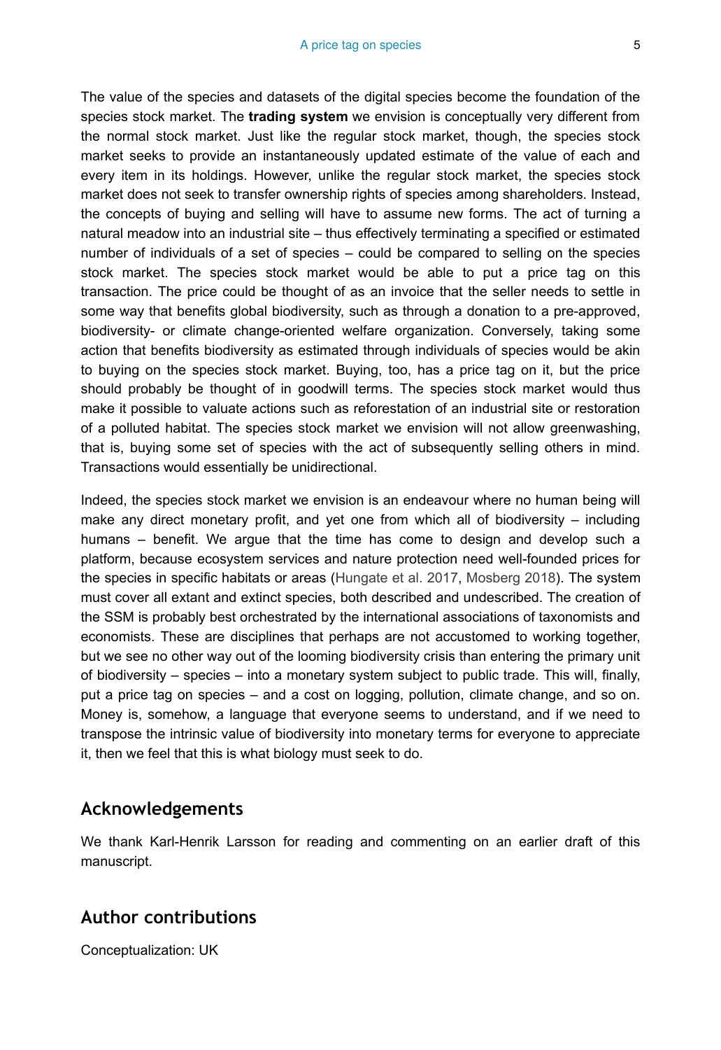The value of the species and datasets of the digital species become the foundation of the species stock market. The **trading system** we envision is conceptually very different from the normal stock market. Just like the regular stock market, though, the species stock market seeks to provide an instantaneously updated estimate of the value of each and every item in its holdings. However, unlike the regular stock market, the species stock market does not seek to transfer ownership rights of species among shareholders. Instead, the concepts of buying and selling will have to assume new forms. The act of turning a natural meadow into an industrial site – thus effectively terminating a specified or estimated number of individuals of a set of species – could be compared to selling on the species stock market. The species stock market would be able to put a price tag on this transaction. The price could be thought of as an invoice that the seller needs to settle in some way that benefits global biodiversity, such as through a donation to a pre-approved, biodiversity- or climate change-oriented welfare organization. Conversely, taking some action that benefits biodiversity as estimated through individuals of species would be akin to buying on the species stock market. Buying, too, has a price tag on it, but the price should probably be thought of in goodwill terms. The species stock market would thus make it possible to valuate actions such as reforestation of an industrial site or restoration of a polluted habitat. The species stock market we envision will not allow greenwashing, that is, buying some set of species with the act of subsequently selling others in mind. Transactions would essentially be unidirectional.

Indeed, the species stock market we envision is an endeavour where no human being will make any direct monetary profit, and yet one from which all of biodiversity – including humans – benefit. We argue that the time has come to design and develop such a platform, because ecosystem services and nature protection need well-founded prices for the species in specific habitats or areas (Hungate et al. 2017, Mosberg 2018). The system must cover all extant and extinct species, both described and undescribed. The creation of the SSM is probably best orchestrated by the international associations of taxonomists and economists. These are disciplines that perhaps are not accustomed to working together, but we see no other way out of the looming biodiversity crisis than entering the primary unit of biodiversity – species – into a monetary system subject to public trade. This will, finally, put a price tag on species – and a cost on logging, pollution, climate change, and so on. Money is, somehow, a language that everyone seems to understand, and if we need to transpose the intrinsic value of biodiversity into monetary terms for everyone to appreciate it, then we feel that this is what biology must seek to do.

## Acknowledgements

We thank Karl-Henrik Larsson for reading and commenting on an earlier draft of this manuscript.

## Author contributions

Conceptualization: UK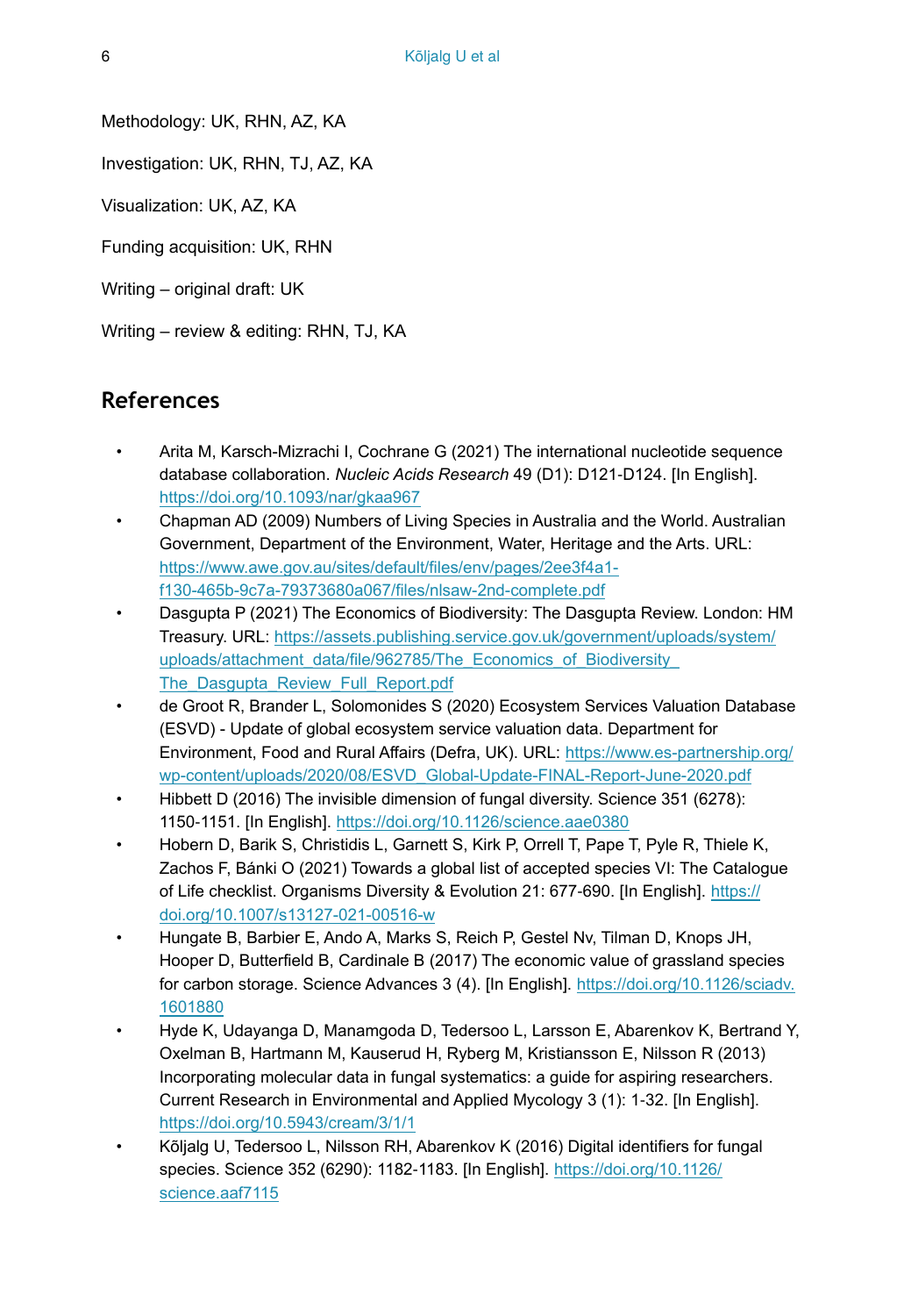Methodology: UK, RHN, AZ, KA

Investigation: UK, RHN, TJ, AZ, KA

Visualization: UK, AZ, KA

Funding acquisition: UK, RHN

Writing – original draft: UK

Writing – review & editing: RHN, TJ, KA

## References

- Arita M, Karsch-Mizrachi I, Cochrane G (2021) The international nucleotide sequence database collaboration. *Nucleic Acids Research* 49 (D1): D121-D124. [In English]. https://doi.org/10.1093/nar/gkaa967
- Chapman AD (2009) Numbers of Living Species in Australia and the World. Australian Government, Department of the Environment, Water, Heritage and the Arts. URL: https://www.awe.gov.au/sites/default/files/env/pages/2ee3f4a1-f130-465b-9c7a-79373680a067/files/nlsaw-2nd-complete.pdf
- Dasgupta P (2021) The Economics of Biodiversity: The Dasgupta Review. London: HM Treasury. URL: https://assets.publishing.service.gov.uk/government/uploads/system/uploads/attachment_data/file/962785/The_Economics_of_Biodiversity_The_Dasgupta_Review_Full_Report.pdf
- de Groot R, Brander L, Solomonides S (2020) Ecosystem Services Valuation Database (ESVD) - Update of global ecosystem service valuation data. Department for Environment, Food and Rural Affairs (Defra, UK). URL: https://www.es-partnership.org/wp-content/uploads/2020/08/ESVD_Global-Update-FINAL-Report-June-2020.pdf
- Hibbett D (2016) The invisible dimension of fungal diversity. Science 351 (6278): 1150-1151. [In English]. https://doi.org/10.1126/science.aae0380
- Hobern D, Barik S, Christidis L, Garnett S, Kirk P, Orrell T, Pape T, Pyle R, Thiele K, Zachos F, Bánki O (2021) Towards a global list of accepted species VI: The Catalogue of Life checklist. Organisms Diversity & Evolution 21: 677-690. [In English]. https://doi.org/10.1007/s13127-021-00516-w
- Hungate B, Barbier E, Ando A, Marks S, Reich P, Gestel Nv, Tilman D, Knops JH, Hooper D, Butterfield B, Cardinale B (2017) The economic value of grassland species for carbon storage. Science Advances 3 (4). [In English]. https://doi.org/10.1126/sciadv.1601880
- Hyde K, Udayanga D, Manamgoda D, Tedersoo L, Larsson E, Abarenkov K, Bertrand Y, Oxelman B, Hartmann M, Kauserud H, Ryberg M, Kristiansson E, Nilsson R (2013) Incorporating molecular data in fungal systematics: a guide for aspiring researchers. Current Research in Environmental and Applied Mycology 3 (1): 1-32. [In English]. https://doi.org/10.5943/cream/3/1/1
- Kõljalg U, Tedersoo L, Nilsson RH, Abarenkov K (2016) Digital identifiers for fungal species. Science 352 (6290): 1182-1183. [In English]. https://doi.org/10.1126/science.aaf7115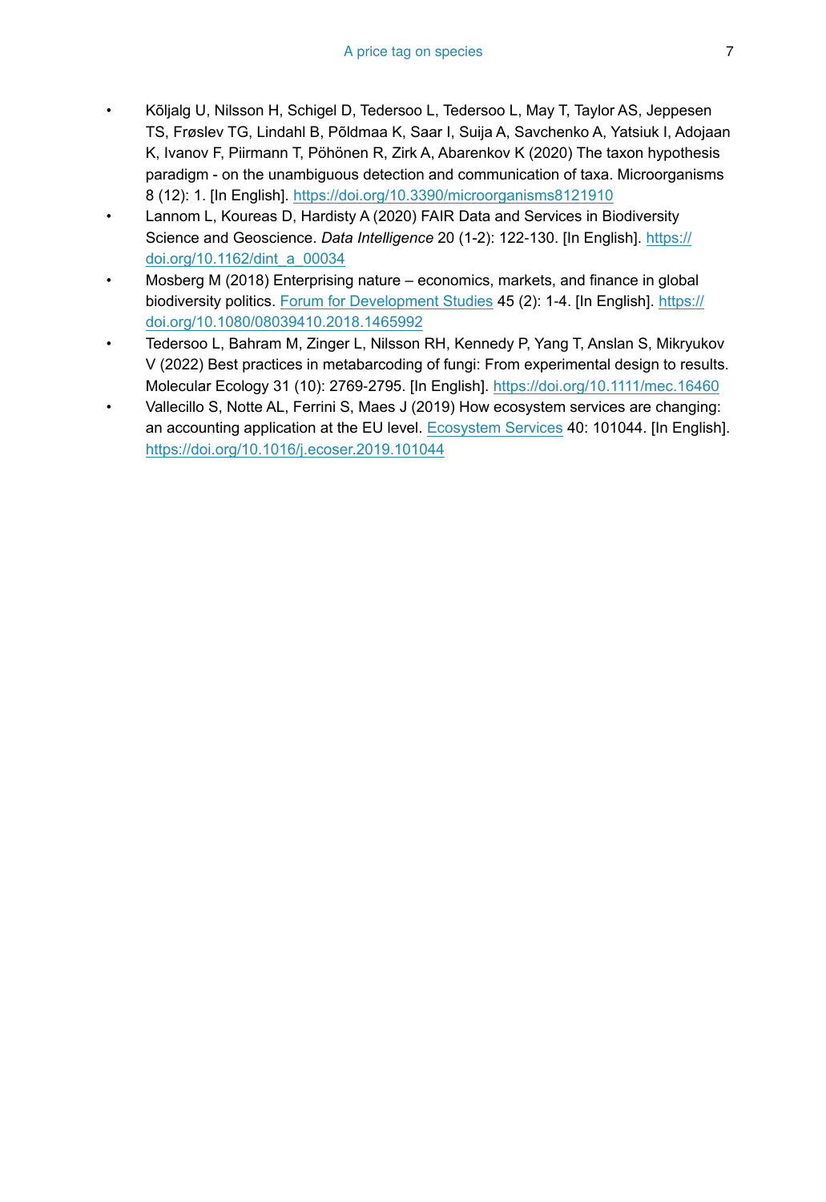- Kõljalg U, Nilsson H, Schigel D, Tedersoo L, Tedersoo L, May T, Taylor AS, Jeppesen TS, Frøslev TG, Lindahl B, Põldmaa K, Saar I, Suija A, Savchenko A, Yatsiuk I, Adojaan K, Ivanov F, Piirmann T, Pöhönen R, Zirk A, Abarenkov K (2020) The taxon hypothesis paradigm - on the unambiguous detection and communication of taxa. Microorganisms 8 (12): 1. [In English]. https://doi.org/10.3390/microorganisms8121910
- Lannom L, Koureas D, Hardisty A (2020) FAIR Data and Services in Biodiversity Science and Geoscience. *Data Intelligence* 20 (1-2): 122-130. [In English]. https://doi.org/10.1162/dint_a_00034
- Mosberg M (2018) Enterprising nature – economics, markets, and finance in global biodiversity politics. Forum for Development Studies 45 (2): 1-4. [In English]. https://doi.org/10.1080/08039410.2018.1465992
- Tedersoo L, Bahram M, Zinger L, Nilsson RH, Kennedy P, Yang T, Anslan S, Mikryukov V (2022) Best practices in metabarcoding of fungi: From experimental design to results. Molecular Ecology 31 (10): 2769-2795. [In English]. https://doi.org/10.1111/mec.16460
- Vallecillo S, Notte AL, Ferrini S, Maes J (2019) How ecosystem services are changing: an accounting application at the EU level. Ecosystem Services 40: 101044. [In English]. https://doi.org/10.1016/j.ecoser.2019.101044